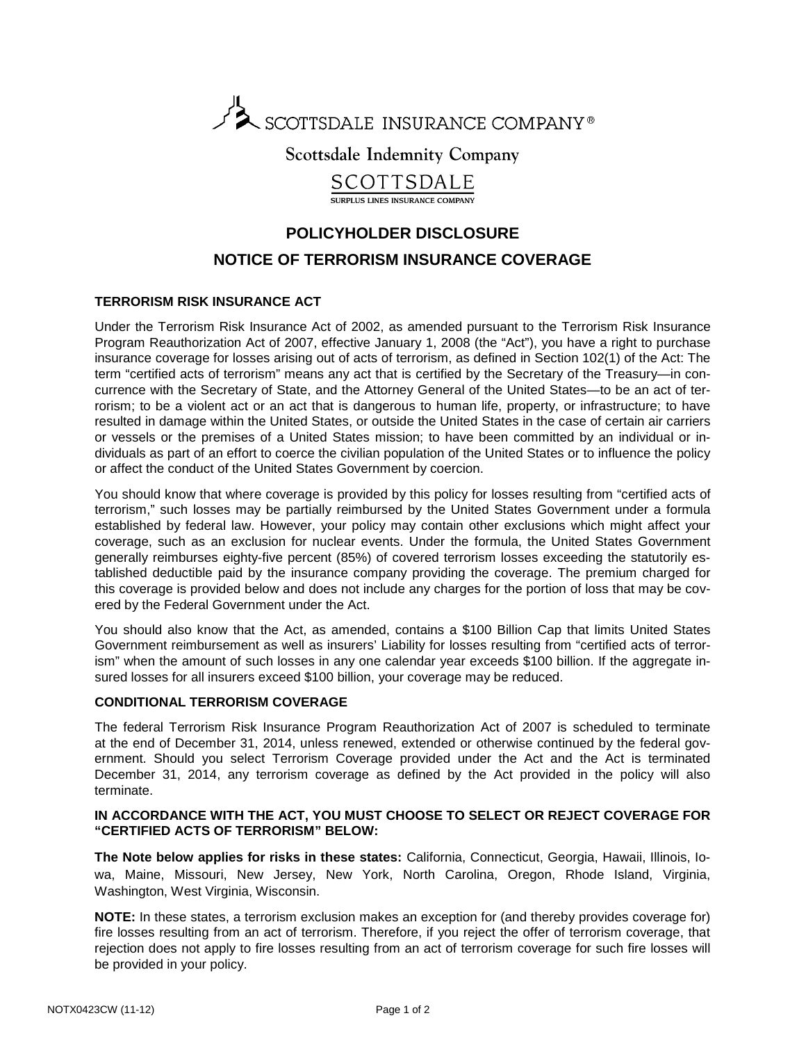SCOTTSDALE INSURANCE COMPANY®

Scottsdale Indemnity Company

SCOTTSDALE
SURPLUS LINES INSURANCE COMPANY

# POLICYHOLDER DISCLOSURE

# NOTICE OF TERRORISM INSURANCE COVERAGE

### TERRORISM RISK INSURANCE ACT

Under the Terrorism Risk Insurance Act of 2002, as amended pursuant to the Terrorism Risk Insurance Program Reauthorization Act of 2007, effective January 1, 2008 (the "Act"), you have a right to purchase insurance coverage for losses arising out of acts of terrorism, as defined in Section 102(1) of the Act: The term "certified acts of terrorism" means any act that is certified by the Secretary of the Treasury—in concurrence with the Secretary of State, and the Attorney General of the United States—to be an act of terrorism; to be a violent act or an act that is dangerous to human life, property, or infrastructure; to have resulted in damage within the United States, or outside the United States in the case of certain air carriers or vessels or the premises of a United States mission; to have been committed by an individual or individuals as part of an effort to coerce the civilian population of the United States or to influence the policy or affect the conduct of the United States Government by coercion.

You should know that where coverage is provided by this policy for losses resulting from "certified acts of terrorism," such losses may be partially reimbursed by the United States Government under a formula established by federal law. However, your policy may contain other exclusions which might affect your coverage, such as an exclusion for nuclear events. Under the formula, the United States Government generally reimburses eighty-five percent (85%) of covered terrorism losses exceeding the statutorily established deductible paid by the insurance company providing the coverage. The premium charged for this coverage is provided below and does not include any charges for the portion of loss that may be covered by the Federal Government under the Act.

You should also know that the Act, as amended, contains a $100 Billion Cap that limits United States Government reimbursement as well as insurers' Liability for losses resulting from "certified acts of terrorism" when the amount of such losses in any one calendar year exceeds $100 billion. If the aggregate insured losses for all insurers exceed $100 billion, your coverage may be reduced.

### CONDITIONAL TERRORISM COVERAGE

The federal Terrorism Risk Insurance Program Reauthorization Act of 2007 is scheduled to terminate at the end of December 31, 2014, unless renewed, extended or otherwise continued by the federal government. Should you select Terrorism Coverage provided under the Act and the Act is terminated December 31, 2014, any terrorism coverage as defined by the Act provided in the policy will also terminate.

**IN ACCORDANCE WITH THE ACT, YOU MUST CHOOSE TO SELECT OR REJECT COVERAGE FOR "CERTIFIED ACTS OF TERRORISM" BELOW:**

**The Note below applies for risks in these states:** California, Connecticut, Georgia, Hawaii, Illinois, Iowa, Maine, Missouri, New Jersey, New York, North Carolina, Oregon, Rhode Island, Virginia, Washington, West Virginia, Wisconsin.

**NOTE:** In these states, a terrorism exclusion makes an exception for (and thereby provides coverage for) fire losses resulting from an act of terrorism. Therefore, if you reject the offer of terrorism coverage, that rejection does not apply to fire losses resulting from an act of terrorism coverage for such fire losses will be provided in your policy.

NOTX0423CW (11-12)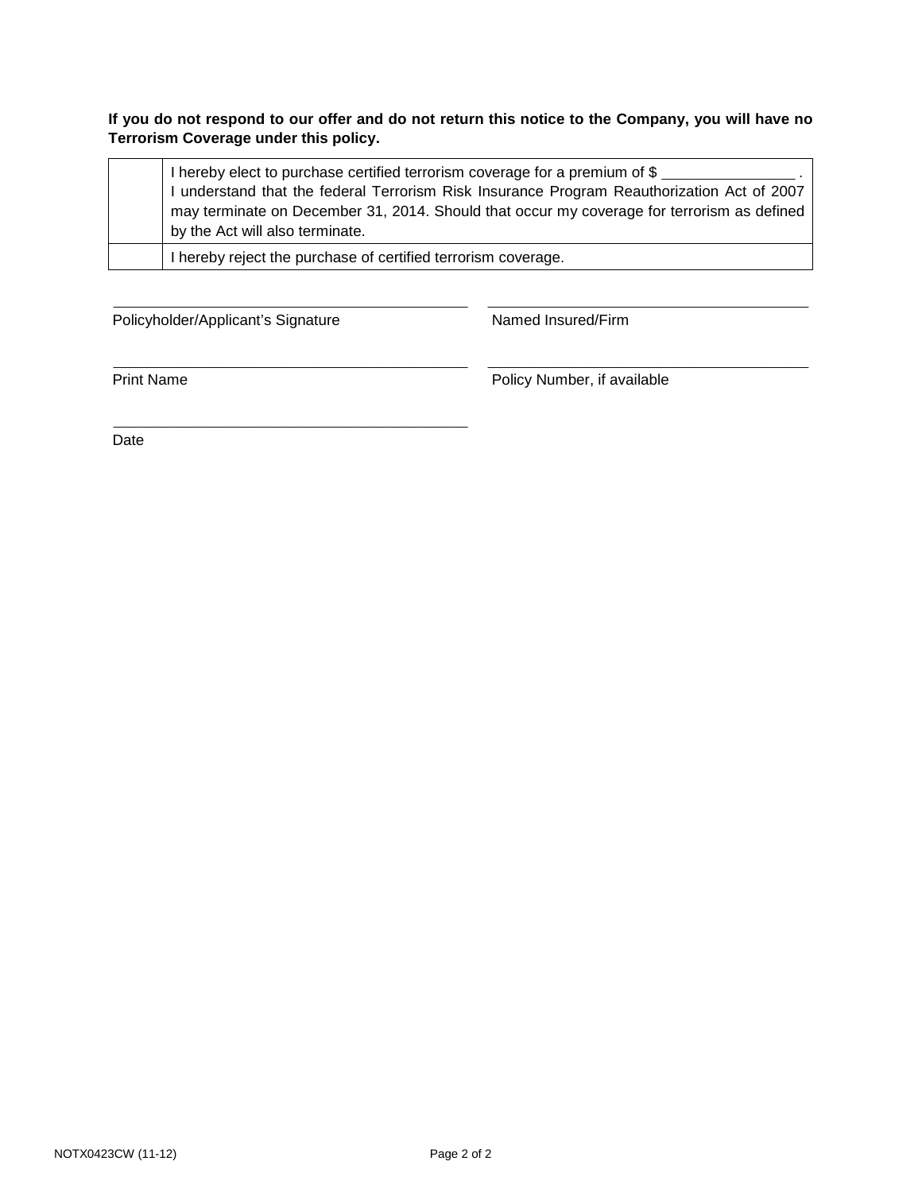**If you do not respond to our offer and do not return this notice to the Company, you will have no Terrorism Coverage under this policy.**

| | |
|---|---|
| | I hereby elect to purchase certified terrorism coverage for a premium of $ ________________ . I understand that the federal Terrorism Risk Insurance Program Reauthorization Act of 2007 may terminate on December 31, 2014. Should that occur my coverage for terrorism as defined by the Act will also terminate. |
| | I hereby reject the purchase of certified terrorism coverage. |

_____________________________________________
Policyholder/Applicant's Signature

_____________________________________________
Named Insured/Firm

_____________________________________________
Print Name

_____________________________________________
Policy Number, if available

_____________________________________________
Date

NOTX0423CW (11-12)